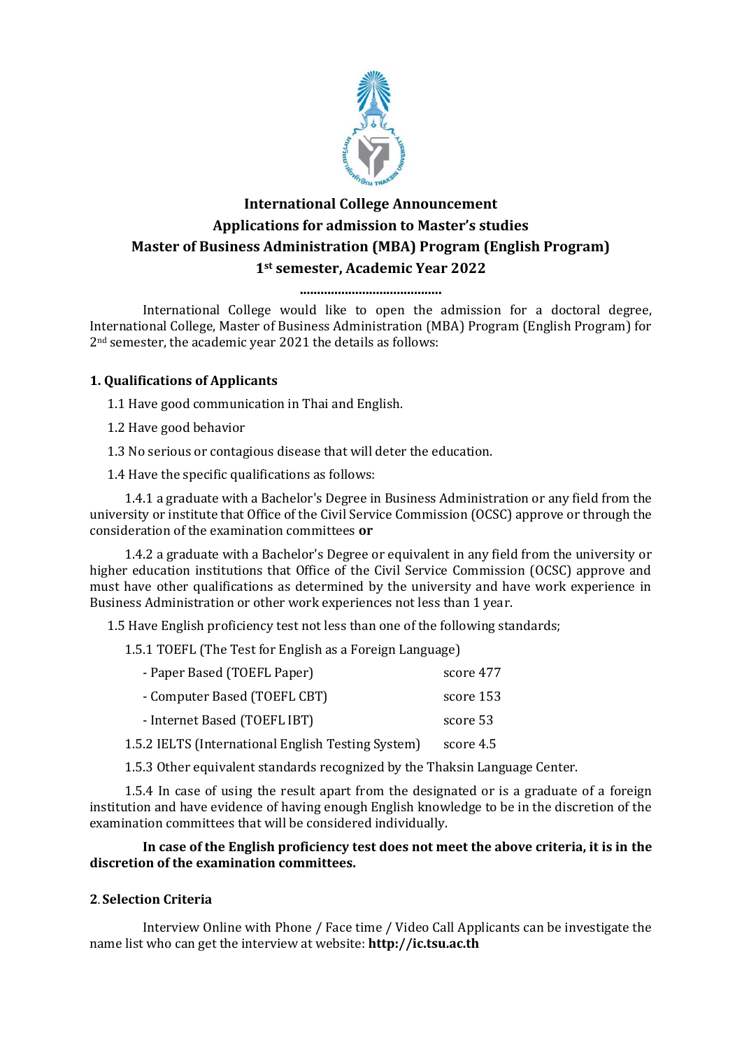# International College Announcement
# Applications for admission to Master's studies
# Master of Business Administration (MBA) Program (English Program)
# 1st semester, Academic Year 2022

.........................................

International College would like to open the admission for a doctoral degree, International College, Master of Business Administration (MBA) Program (English Program) for 2nd semester, the academic year 2021 the details as follows:

## 1. Qualifications of Applicants

1.1 Have good communication in Thai and English.

1.2 Have good behavior

1.3 No serious or contagious disease that will deter the education.

1.4 Have the specific qualifications as follows:

1.4.1 a graduate with a Bachelor's Degree in Business Administration or any field from the university or institute that Office of the Civil Service Commission (OCSC) approve or through the consideration of the examination committees **or**

1.4.2 a graduate with a Bachelor's Degree or equivalent in any field from the university or higher education institutions that Office of the Civil Service Commission (OCSC) approve and must have other qualifications as determined by the university and have work experience in Business Administration or other work experiences not less than 1 year.

1.5 Have English proficiency test not less than one of the following standards;

1.5.1 TOEFL (The Test for English as a Foreign Language)

| | |
|---|---|
| - Paper Based (TOEFL Paper) | score 477 |
| - Computer Based (TOEFL CBT) | score 153 |
| - Internet Based (TOEFL IBT) | score 53 |

1.5.2 IELTS (International English Testing System) score 4.5

1.5.3 Other equivalent standards recognized by the Thaksin Language Center.

1.5.4 In case of using the result apart from the designated or is a graduate of a foreign institution and have evidence of having enough English knowledge to be in the discretion of the examination committees that will be considered individually.

**In case of the English proficiency test does not meet the above criteria, it is in the discretion of the examination committees.**

## 2. Selection Criteria

Interview Online with Phone / Face time / Video Call Applicants can be investigate the name list who can get the interview at website: **http://ic.tsu.ac.th**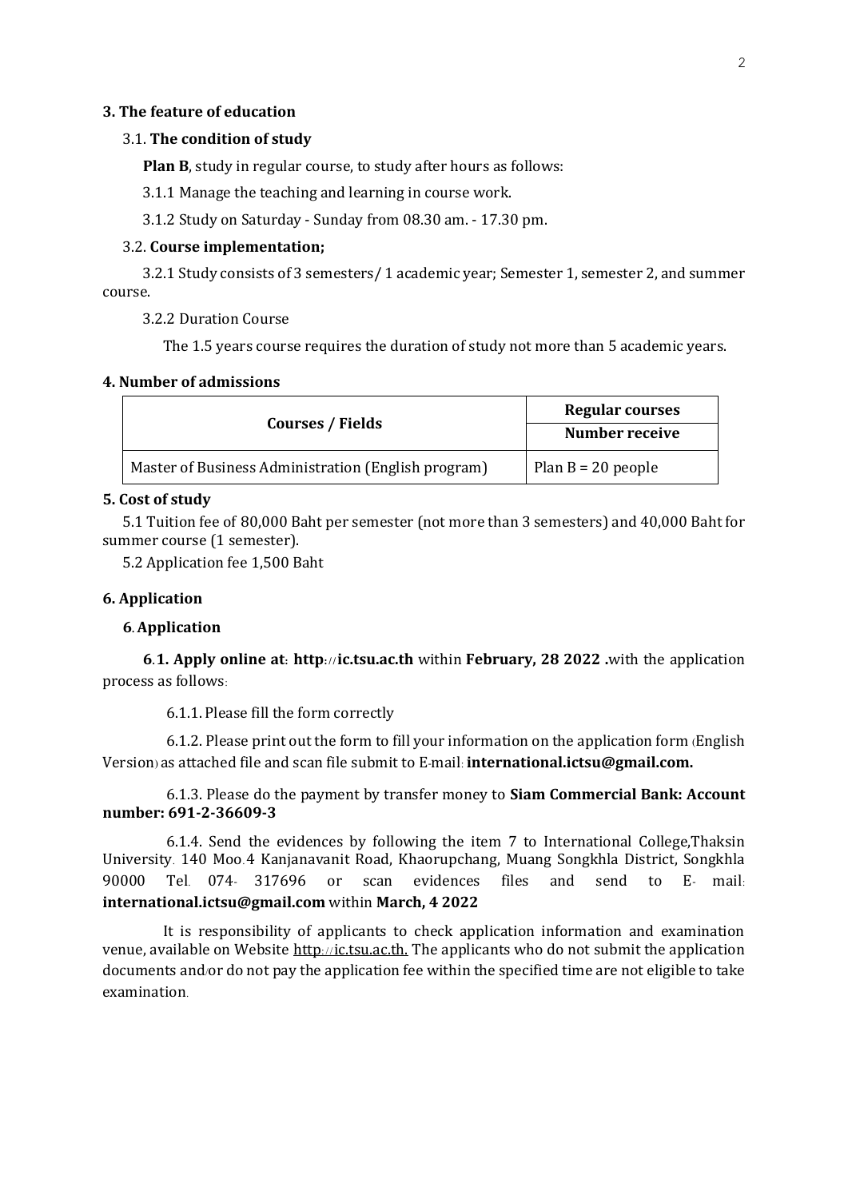## 3. The feature of education

### 3.1. **The condition of study**

**Plan B**, study in regular course, to study after hours as follows:

3.1.1 Manage the teaching and learning in course work.

3.1.2 Study on Saturday - Sunday from 08.30 am. - 17.30 pm.

### 3.2. **Course implementation;**

3.2.1 Study consists of 3 semesters/ 1 academic year; Semester 1, semester 2, and summer course.

3.2.2 Duration Course

The 1.5 years course requires the duration of study not more than 5 academic years.

## 4. Number of admissions

| Courses / Fields | Regular courses |
|---|---|
| | **Number receive** |
| Master of Business Administration (English program) | Plan B = 20 people |

## 5. Cost of study

5.1 Tuition fee of 80,000 Baht per semester (not more than 3 semesters) and 40,000 Baht for summer course (1 semester).

5.2 Application fee 1,500 Baht

## 6. Application

### 6. Application

**6.1. Apply online at: http://ic.tsu.ac.th** within **February, 28 2022 .**with the application process as follows:

6.1.1. Please fill the form correctly

6.1.2. Please print out the form to fill your information on the application form (English Version) as attached file and scan file submit to E-mail: **international.ictsu@gmail.com.**

6.1.3. Please do the payment by transfer money to **Siam Commercial Bank: Account number: 691-2-36609-3**

6.1.4. Send the evidences by following the item 7 to International College,Thaksin University. 140 Moo.4 Kanjanavanit Road, Khaorupchang, Muang Songkhla District, Songkhla 90000 Tel. 074- 317696 or scan evidences files and send to E- mail: **international.ictsu@gmail.com** within **March, 4 2022**

It is responsibility of applicants to check application information and examination venue, available on Website http://ic.tsu.ac.th. The applicants who do not submit the application documents and/or do not pay the application fee within the specified time are not eligible to take examination.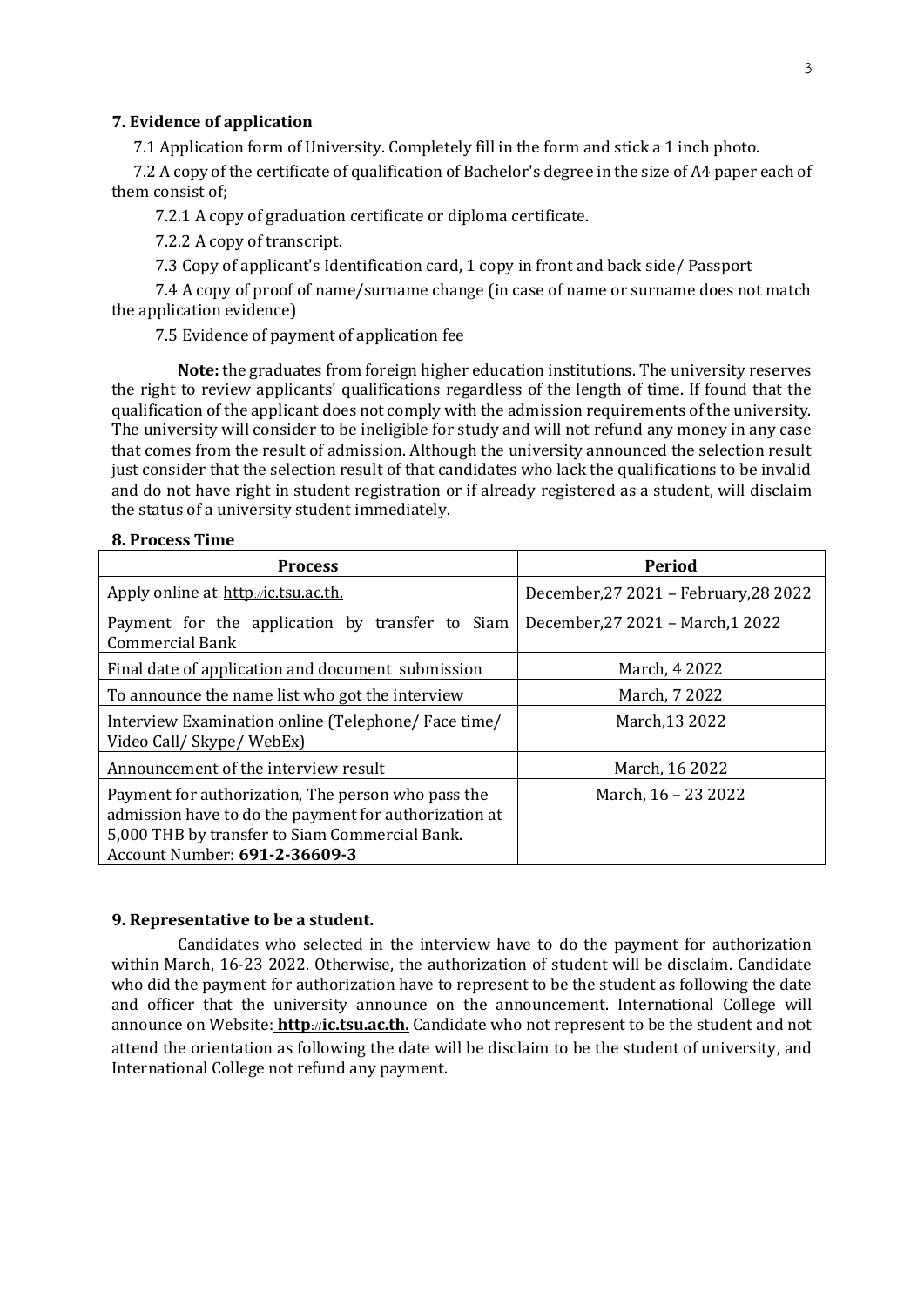### 7. Evidence of application

7.1 Application form of University. Completely fill in the form and stick a 1 inch photo.

7.2 A copy of the certificate of qualification of Bachelor's degree in the size of A4 paper each of them consist of;

7.2.1 A copy of graduation certificate or diploma certificate.

7.2.2 A copy of transcript.

7.3 Copy of applicant's Identification card, 1 copy in front and back side/ Passport

7.4 A copy of proof of name/surname change (in case of name or surname does not match the application evidence)

7.5 Evidence of payment of application fee

**Note:** the graduates from foreign higher education institutions. The university reserves the right to review applicants' qualifications regardless of the length of time. If found that the qualification of the applicant does not comply with the admission requirements of the university. The university will consider to be ineligible for study and will not refund any money in any case that comes from the result of admission. Although the university announced the selection result just consider that the selection result of that candidates who lack the qualifications to be invalid and do not have right in student registration or if already registered as a student, will disclaim the status of a university student immediately.

### 8. Process Time

| Process | Period |
|---|---|
| Apply online at: http://ic.tsu.ac.th. | December,27 2021 – February,28 2022 |
| Payment for the application by transfer to Siam Commercial Bank | December,27 2021 – March,1 2022 |
| Final date of application and document submission | March, 4 2022 |
| To announce the name list who got the interview | March, 7 2022 |
| Interview Examination online (Telephone/ Face time/ Video Call/ Skype/ WebEx) | March,13 2022 |
| Announcement of the interview result | March, 16 2022 |
| Payment for authorization, The person who pass the admission have to do the payment for authorization at 5,000 THB by transfer to Siam Commercial Bank. Account Number: **691-2-36609-3** | March, 16 – 23 2022 |

### 9. Representative to be a student.

Candidates who selected in the interview have to do the payment for authorization within March, 16-23 2022. Otherwise, the authorization of student will be disclaim. Candidate who did the payment for authorization have to represent to be the student as following the date and officer that the university announce on the announcement. International College will announce on Website: **http://ic.tsu.ac.th.** Candidate who not represent to be the student and not attend the orientation as following the date will be disclaim to be the student of university, and International College not refund any payment.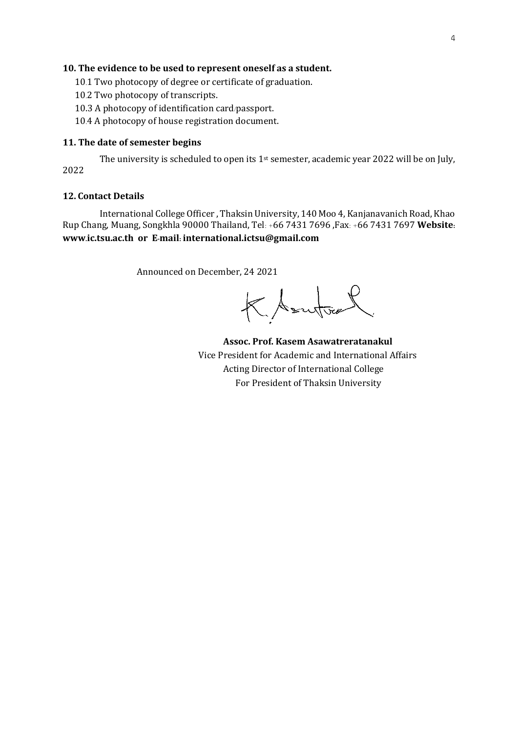## 10. The evidence to be used to represent oneself as a student.

10.1 Two photocopy of degree or certificate of graduation.

10.2 Two photocopy of transcripts.

10.3 A photocopy of identification card/passport.

10.4 A photocopy of house registration document.

## 11. The date of semester begins

The university is scheduled to open its 1st semester, academic year 2022 will be on July, 2022

## 12. Contact Details

International College Officer , Thaksin University, 140 Moo 4, Kanjanavanich Road, Khao Rup Chang, Muang, Songkhla 90000 Thailand, Tel: +66 7431 7696 ,Fax: +66 7431 7697 **Website: www.ic.tsu.ac.th or E-mail: international.ictsu@gmail.com**

Announced on December, 24 2021

**Assoc. Prof. Kasem Asawatreratanakul**
Vice President for Academic and International Affairs
Acting Director of International College
For President of Thaksin University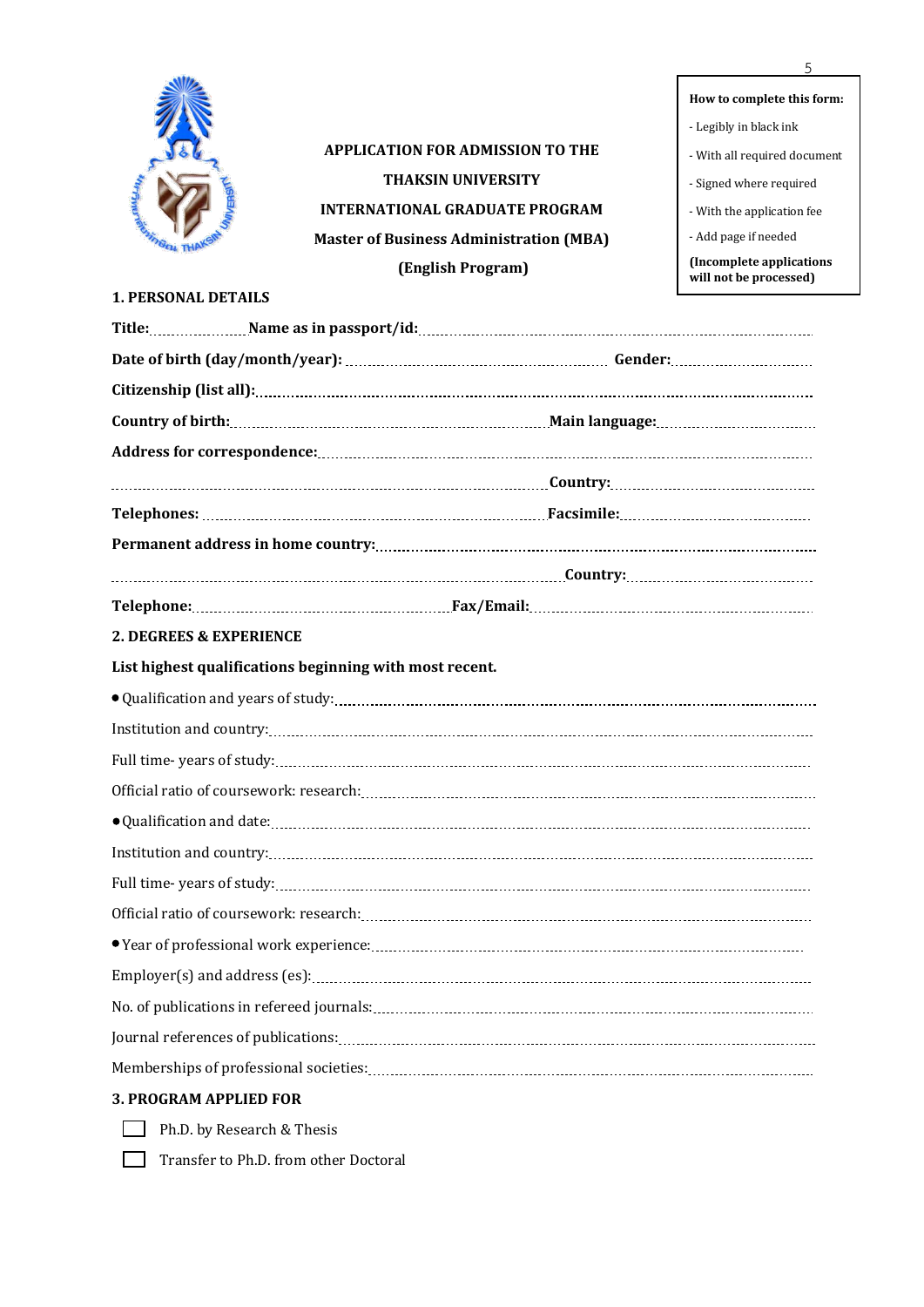**How to complete this form:**

- Legibly in black ink
- With all required document
- Signed where required
- With the application fee
- Add page if needed

**(Incomplete applications will not be processed)**

# APPLICATION FOR ADMISSION TO THE THAKSIN UNIVERSITY INTERNATIONAL GRADUATE PROGRAM

## Master of Business Administration (MBA) (English Program)

### 1. PERSONAL DETAILS

**Title:**............ **Name as in passport/id:**..............................................

**Date of birth (day/month/year):**.............................. **Gender:**..............

**Citizenship (list all):**..............................................................

**Country of birth:**.............................. **Main language:**..........................

**Address for correspondence:**.......................................................

.............................................................. **Country:**..........................

**Telephones:**.............................. **Facsimile:**..........................

**Permanent address in home country:**..............................................

.............................................................. **Country:**..........................

**Telephone:**.............................. **Fax/Email:**..........................

### 2. DEGREES & EXPERIENCE

**List highest qualifications beginning with most recent.**

- Qualification and years of study:..............................................

Institution and country:..............................................

Full time- years of study:..............................................

Official ratio of coursework: research:..............................................

- Qualification and date:..............................................

Institution and country:..............................................

Full time- years of study:..............................................

Official ratio of coursework: research:..............................................

- Year of professional work experience:..............................................

Employer(s) and address (es):..............................................

No. of publications in refereed journals:..............................................

Journal references of publications:..............................................

Memberships of professional societies:..............................................

### 3. PROGRAM APPLIED FOR

- ☐ Ph.D. by Research & Thesis
- ☐ Transfer to Ph.D. from other Doctoral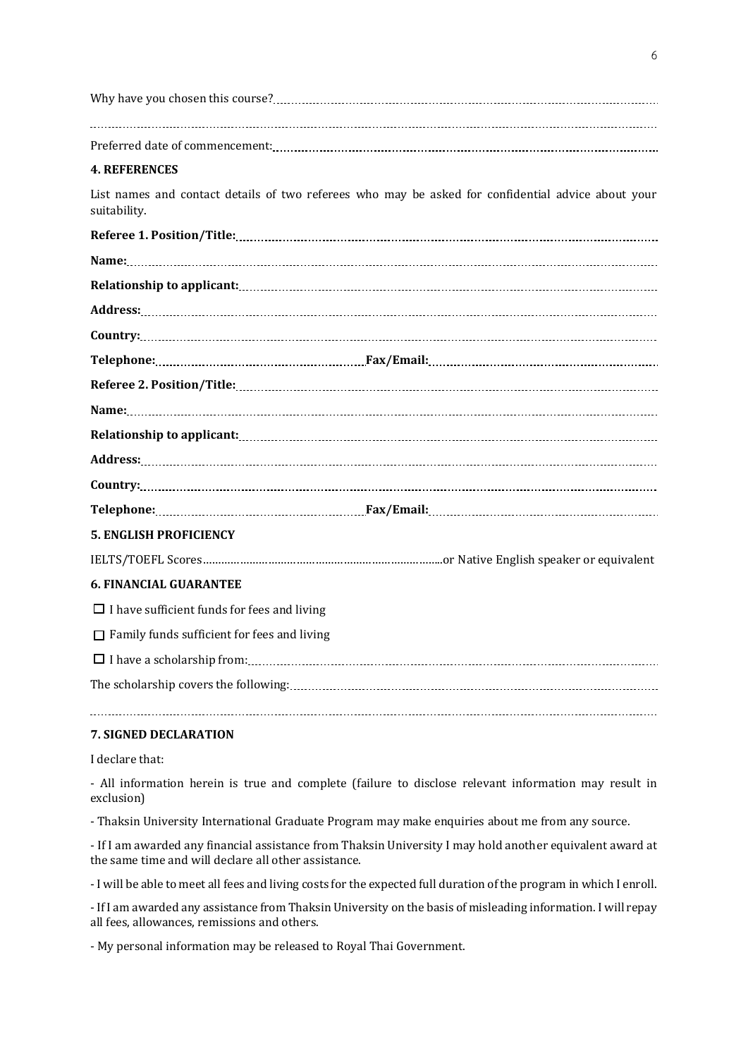Why have you chosen this course? ................................................................................................................

..........................................................................................................................................................................

Preferred date of commencement: ..................................................................................................................

## 4. REFERENCES

List names and contact details of two referees who may be asked for confidential advice about your suitability.

**Referee 1. Position/Title:** ..........................................................................................................................

**Name:** ..........................................................................................................................................................

**Relationship to applicant:** ..........................................................................................................................

**Address:** .......................................................................................................................................................

**Country:** .......................................................................................................................................................

**Telephone:** ........................................................ **Fax/Email:** ........................................................

**Referee 2. Position/Title:** ..........................................................................................................................

**Name:** ..........................................................................................................................................................

**Relationship to applicant:** ..........................................................................................................................

**Address:** .......................................................................................................................................................

**Country:** .......................................................................................................................................................

**Telephone:** ........................................................ **Fax/Email:** ........................................................

## 5. ENGLISH PROFICIENCY

IELTS/TOEFL Scores.........................................................................or Native English speaker or equivalent

## 6. FINANCIAL GUARANTEE

☐ I have sufficient funds for fees and living

☐ Family funds sufficient for fees and living

☐ I have a scholarship from: ..........................................................................................................................

The scholarship covers the following: ............................................................................................................

..........................................................................................................................................................................

## 7. SIGNED DECLARATION

I declare that:

- All information herein is true and complete (failure to disclose relevant information may result in exclusion)

- Thaksin University International Graduate Program may make enquiries about me from any source.

- If I am awarded any financial assistance from Thaksin University I may hold another equivalent award at the same time and will declare all other assistance.

- I will be able to meet all fees and living costs for the expected full duration of the program in which I enroll.

- If I am awarded any assistance from Thaksin University on the basis of misleading information. I will repay all fees, allowances, remissions and others.

- My personal information may be released to Royal Thai Government.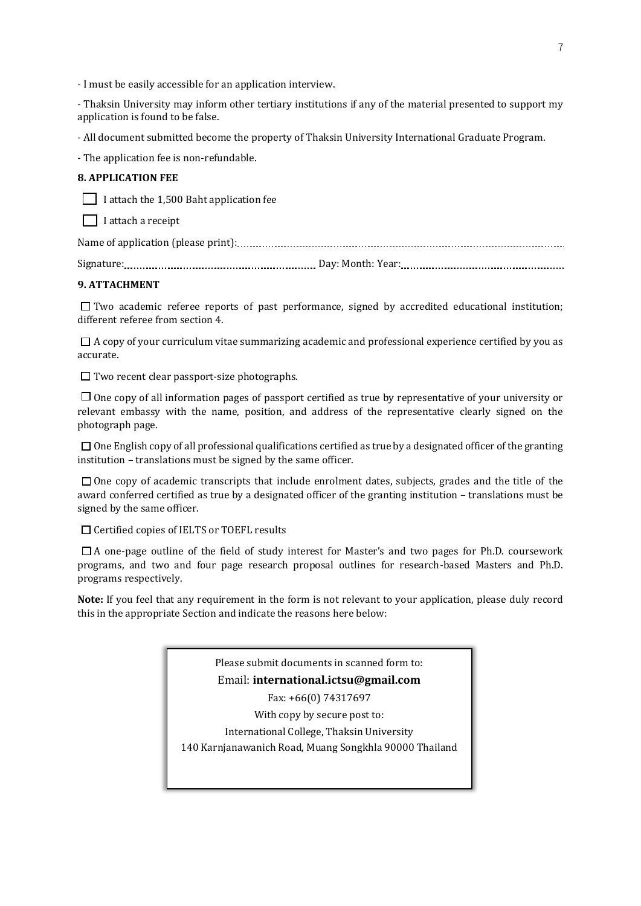- I must be easily accessible for an application interview.

- Thaksin University may inform other tertiary institutions if any of the material presented to support my application is found to be false.

- All document submitted become the property of Thaksin University International Graduate Program.

- The application fee is non-refundable.

**8. APPLICATION FEE**

☐ I attach the 1,500 Baht application fee

☐ I attach a receipt

Name of application (please print):..........................................................................................

Signature:.................................................... Day: Month: Year:..............................................

**9. ATTACHMENT**

☐ Two academic referee reports of past performance, signed by accredited educational institution; different referee from section 4.

☐ A copy of your curriculum vitae summarizing academic and professional experience certified by you as accurate.

☐ Two recent clear passport-size photographs.

☐ One copy of all information pages of passport certified as true by representative of your university or relevant embassy with the name, position, and address of the representative clearly signed on the photograph page.

☐ One English copy of all professional qualifications certified as true by a designated officer of the granting institution – translations must be signed by the same officer.

☐ One copy of academic transcripts that include enrolment dates, subjects, grades and the title of the award conferred certified as true by a designated officer of the granting institution – translations must be signed by the same officer.

☐ Certified copies of IELTS or TOEFL results

☐ A one-page outline of the field of study interest for Master's and two pages for Ph.D. coursework programs, and two and four page research proposal outlines for research-based Masters and Ph.D. programs respectively.

**Note:** If you feel that any requirement in the form is not relevant to your application, please duly record this in the appropriate Section and indicate the reasons here below:

Please submit documents in scanned form to:

Email: **international.ictsu@gmail.com**

Fax: +66(0) 74317697

With copy by secure post to:

International College, Thaksin University

140 Karnjanawanich Road, Muang Songkhla 90000 Thailand